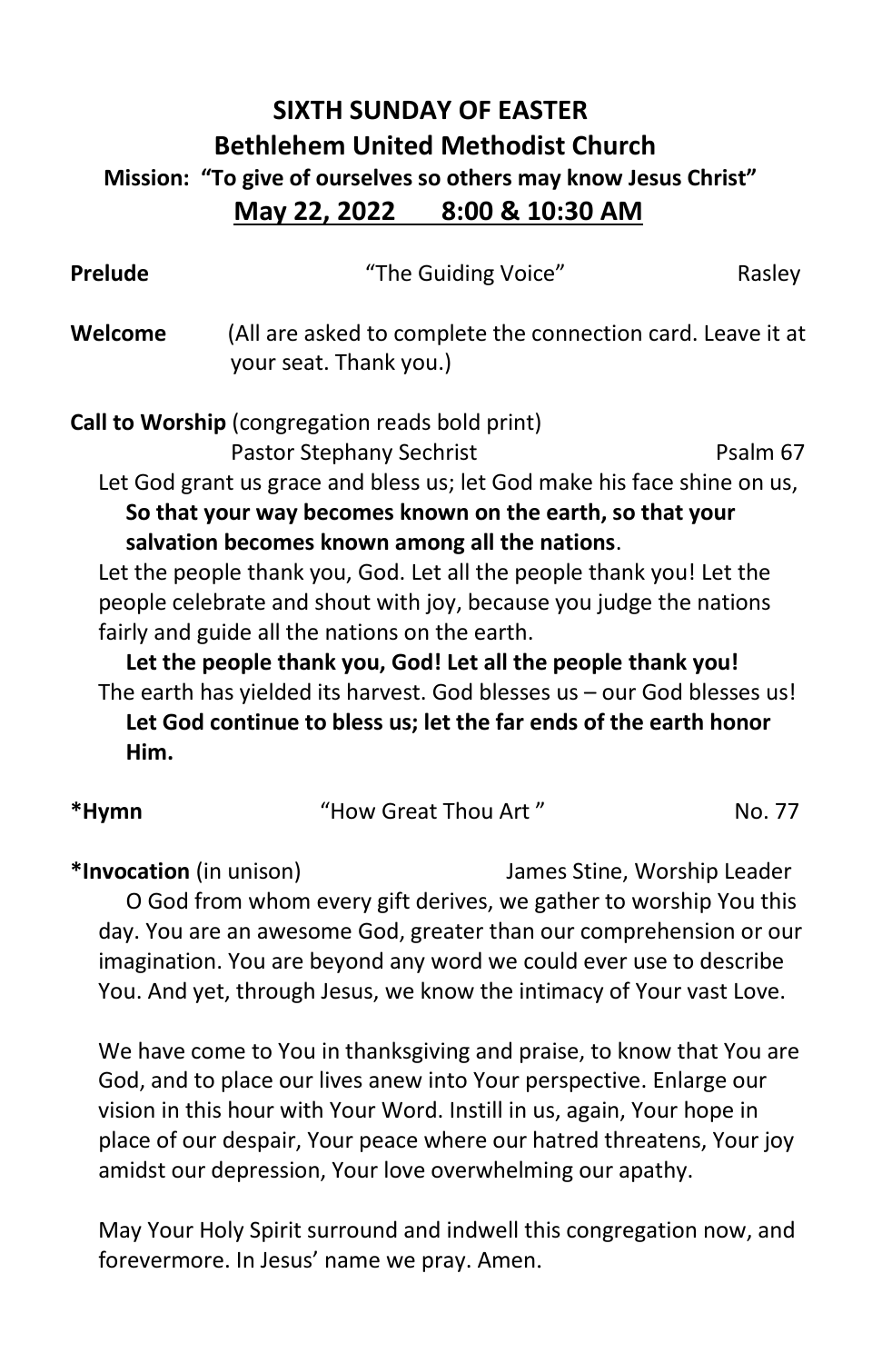# SIXTH SUNDAY OF EASTER

## Bethlehem United Methodist Church

### Mission: "To give of ourselves so others may know Jesus Christ"

### May 22, 2022      8:00 & 10:30 AM

**Prelude** "The Guiding Voice" Rasley

**Welcome** (All are asked to complete the connection card. Leave it at your seat. Thank you.)

**Call to Worship** (congregation reads bold print)
Pastor Stephany Sechrist Psalm 67

Let God grant us grace and bless us; let God make his face shine on us,

**So that your way becomes known on the earth, so that your salvation becomes known among all the nations**.

Let the people thank you, God. Let all the people thank you! Let the people celebrate and shout with joy, because you judge the nations fairly and guide all the nations on the earth.

**Let the people thank you, God! Let all the people thank you!**

The earth has yielded its harvest. God blesses us – our God blesses us!

**Let God continue to bless us; let the far ends of the earth honor Him.**

**\*Hymn** "How Great Thou Art " No. 77

**\*Invocation** (in unison) James Stine, Worship Leader

O God from whom every gift derives, we gather to worship You this day. You are an awesome God, greater than our comprehension or our imagination. You are beyond any word we could ever use to describe You. And yet, through Jesus, we know the intimacy of Your vast Love.

We have come to You in thanksgiving and praise, to know that You are God, and to place our lives anew into Your perspective. Enlarge our vision in this hour with Your Word. Instill in us, again, Your hope in place of our despair, Your peace where our hatred threatens, Your joy amidst our depression, Your love overwhelming our apathy.

May Your Holy Spirit surround and indwell this congregation now, and forevermore. In Jesus' name we pray. Amen.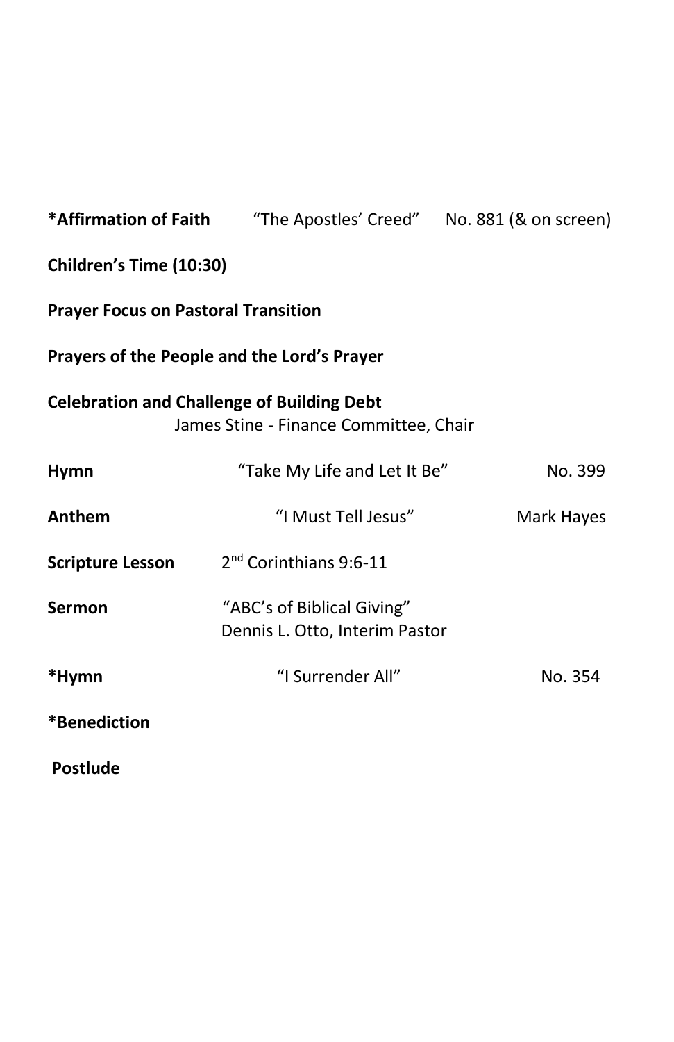**\*Affirmation of Faith** "The Apostles' Creed" No. 881 (& on screen)

**Children's Time (10:30)**

**Prayer Focus on Pastoral Transition**

**Prayers of the People and the Lord's Prayer**

**Celebration and Challenge of Building Debt**
James Stine - Finance Committee, Chair

**Hymn** "Take My Life and Let It Be" No. 399

**Anthem** "I Must Tell Jesus" Mark Hayes

**Scripture Lesson** 2nd Corinthians 9:6-11

**Sermon** "ABC's of Biblical Giving"
Dennis L. Otto, Interim Pastor

**\*Hymn** "I Surrender All" No. 354

**\*Benediction**

**Postlude**